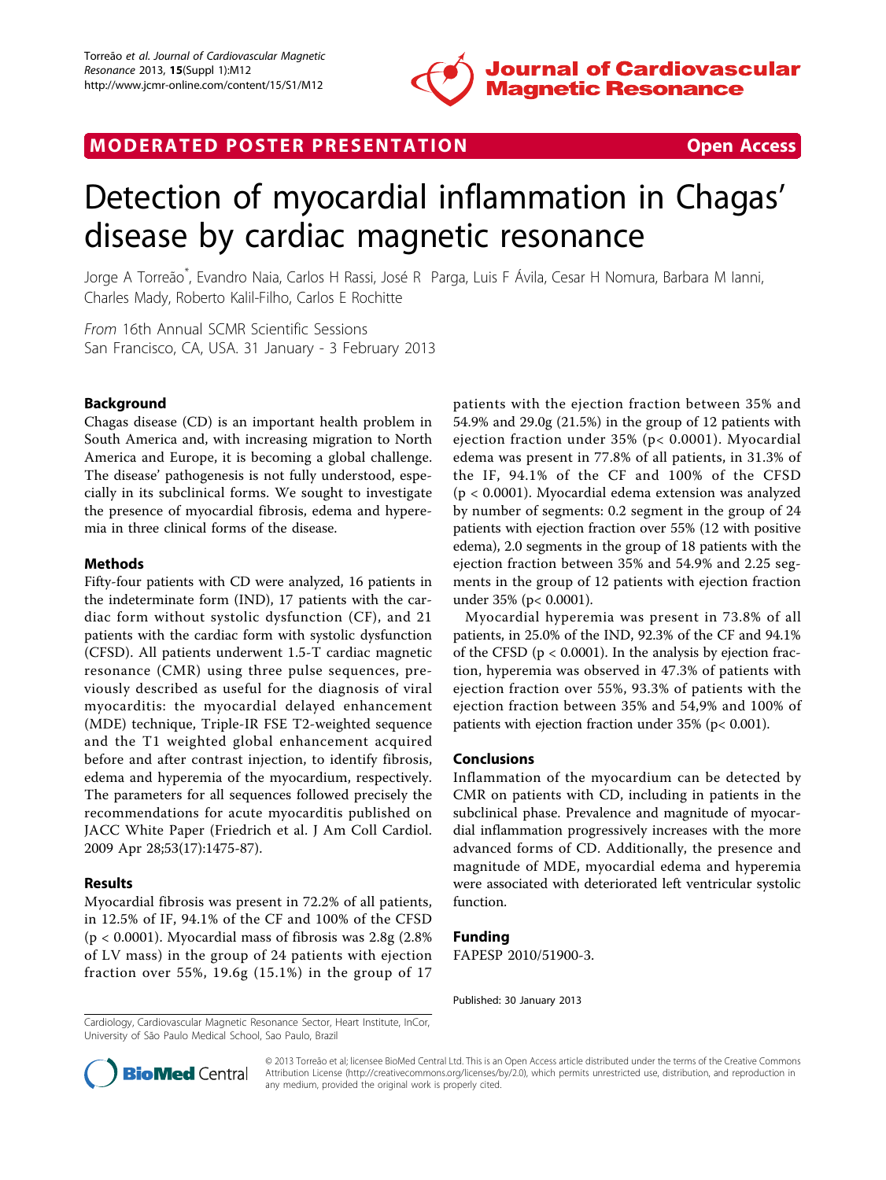MODERATED POSTER PRESENTATION Open Access

# Detection of myocardial inflammation in Chagas' disease by cardiac magnetic resonance

Jorge A Torreão*, Evandro Naia, Carlos H Rassi, José R Parga, Luis F Ávila, Cesar H Nomura, Barbara M Ianni, Charles Mady, Roberto Kalil-Filho, Carlos E Rochitte

*From* 16th Annual SCMR Scientific Sessions
San Francisco, CA, USA. 31 January - 3 February 2013

## Background

Chagas disease (CD) is an important health problem in South America and, with increasing migration to North America and Europe, it is becoming a global challenge. The disease' pathogenesis is not fully understood, especially in its subclinical forms. We sought to investigate the presence of myocardial fibrosis, edema and hyperemia in three clinical forms of the disease.

## Methods

Fifty-four patients with CD were analyzed, 16 patients in the indeterminate form (IND), 17 patients with the cardiac form without systolic dysfunction (CF), and 21 patients with the cardiac form with systolic dysfunction (CFSD). All patients underwent 1.5-T cardiac magnetic resonance (CMR) using three pulse sequences, previously described as useful for the diagnosis of viral myocarditis: the myocardial delayed enhancement (MDE) technique, Triple-IR FSE T2-weighted sequence and the T1 weighted global enhancement acquired before and after contrast injection, to identify fibrosis, edema and hyperemia of the myocardium, respectively. The parameters for all sequences followed precisely the recommendations for acute myocarditis published on JACC White Paper (Friedrich et al. J Am Coll Cardiol. 2009 Apr 28;53(17):1475-87).

## Results

Myocardial fibrosis was present in 72.2% of all patients, in 12.5% of IF, 94.1% of the CF and 100% of the CFSD ($p < 0.0001$). Myocardial mass of fibrosis was 2.8g (2.8% of LV mass) in the group of 24 patients with ejection fraction over 55%, 19.6g (15.1%) in the group of 17 patients with the ejection fraction between 35% and 54.9% and 29.0g (21.5%) in the group of 12 patients with ejection fraction under 35% ($p< 0.0001$). Myocardial edema was present in 77.8% of all patients, in 31.3% of the IF, 94.1% of the CF and 100% of the CFSD ($p < 0.0001$). Myocardial edema extension was analyzed by number of segments: 0.2 segment in the group of 24 patients with ejection fraction over 55% (12 with positive edema), 2.0 segments in the group of 18 patients with the ejection fraction between 35% and 54.9% and 2.25 segments in the group of 12 patients with ejection fraction under 35% ($p< 0.0001$).

Myocardial hyperemia was present in 73.8% of all patients, in 25.0% of the IND, 92.3% of the CF and 94.1% of the CFSD ($p < 0.0001$). In the analysis by ejection fraction, hyperemia was observed in 47.3% of patients with ejection fraction over 55%, 93.3% of patients with the ejection fraction between 35% and 54,9% and 100% of patients with ejection fraction under 35% ($p< 0.001$).

## Conclusions

Inflammation of the myocardium can be detected by CMR on patients with CD, including in patients in the subclinical phase. Prevalence and magnitude of myocardial inflammation progressively increases with the more advanced forms of CD. Additionally, the presence and magnitude of MDE, myocardial edema and hyperemia were associated with deteriorated left ventricular systolic function.

## Funding

FAPESP 2010/51900-3.

Published: 30 January 2013

Cardiology, Cardiovascular Magnetic Resonance Sector, Heart Institute, InCor, University of São Paulo Medical School, Sao Paulo, Brazil

© 2013 Torreão et al; licensee BioMed Central Ltd. This is an Open Access article distributed under the terms of the Creative Commons Attribution License (http://creativecommons.org/licenses/by/2.0), which permits unrestricted use, distribution, and reproduction in any medium, provided the original work is properly cited.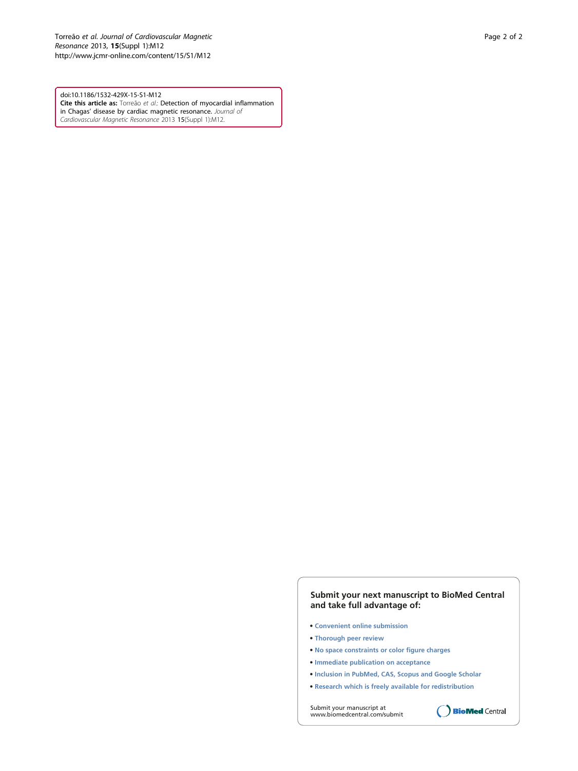doi:10.1186/1532-429X-15-S1-M12
**Cite this article as:** Torreão *et al.*: Detection of myocardial inflammation in Chagas' disease by cardiac magnetic resonance. *Journal of Cardiovascular Magnetic Resonance* 2013 **15**(Suppl 1):M12.

**Submit your next manuscript to BioMed Central and take full advantage of:**

- **Convenient online submission**
- **Thorough peer review**
- **No space constraints or color figure charges**
- **Immediate publication on acceptance**
- **Inclusion in PubMed, CAS, Scopus and Google Scholar**
- **Research which is freely available for redistribution**

Submit your manuscript at
www.biomedcentral.com/submit

BioMed Central